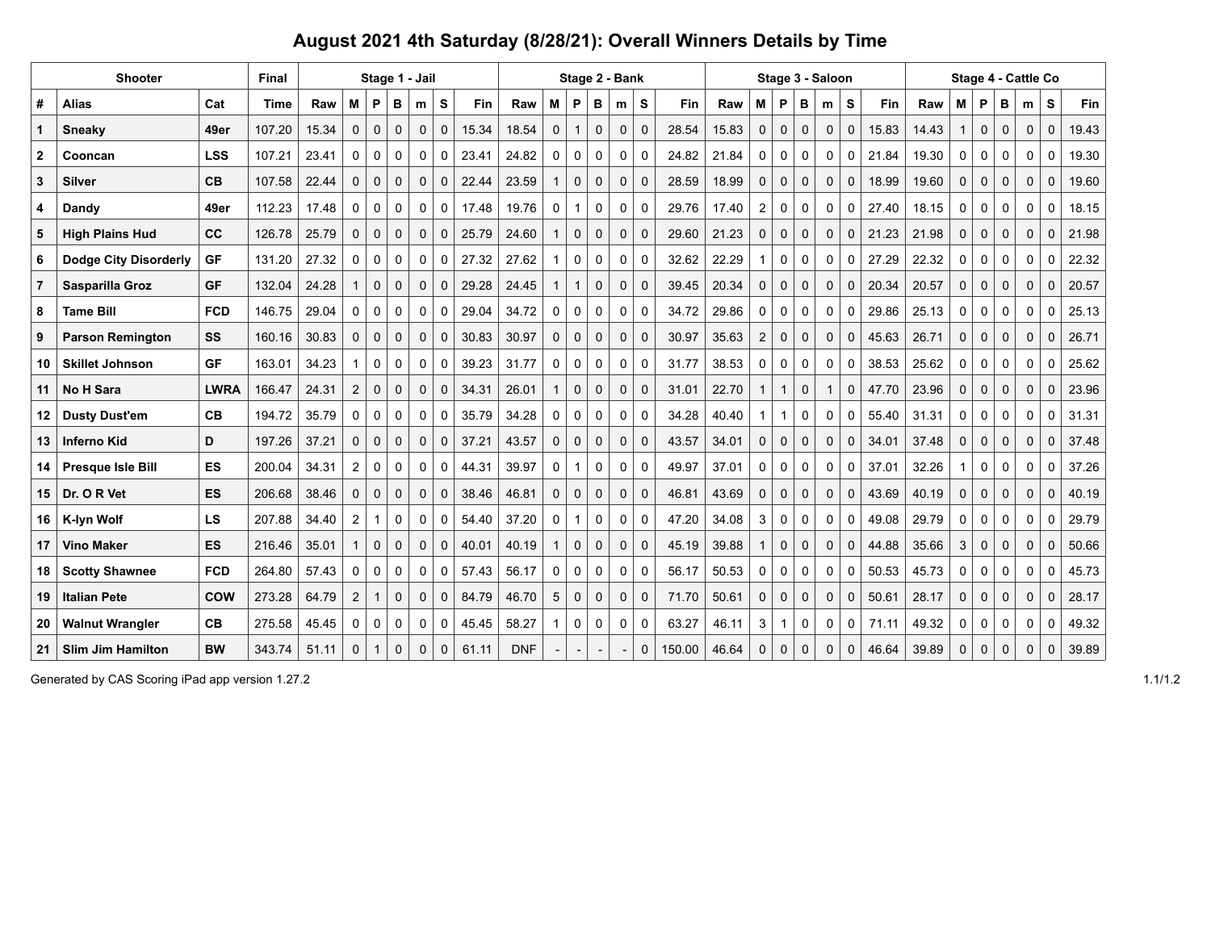# August 2021 4th Saturday (8/28/21): Overall Winners Details by Time

| Shooter | | | Final | Stage 1 - Jail | | | | | | | Stage 2 - Bank | | | | | | | Stage 3 - Saloon | | | | | | | Stage 4 - Cattle Co | | | | | | |
|---|---|---|---|---|---|---|---|---|---|---|---|---|---|---|---|---|---|---|---|---|---|---|---|---|---|---|---|---|---|---|---|
| # | Alias | Cat | Time | Raw | M | P | B | m | S | Fin | Raw | M | P | B | m | S | Fin | Raw | M | P | B | m | S | Fin | Raw | M | P | B | m | S | Fin |
| 1 | Sneaky | 49er | 107.20 | 15.34 | 0 | 0 | 0 | 0 | 0 | 15.34 | 18.54 | 0 | 1 | 0 | 0 | 0 | 28.54 | 15.83 | 0 | 0 | 0 | 0 | 0 | 15.83 | 14.43 | 1 | 0 | 0 | 0 | 0 | 19.43 |
| 2 | Cooncan | LSS | 107.21 | 23.41 | 0 | 0 | 0 | 0 | 0 | 23.41 | 24.82 | 0 | 0 | 0 | 0 | 0 | 24.82 | 21.84 | 0 | 0 | 0 | 0 | 0 | 21.84 | 19.30 | 0 | 0 | 0 | 0 | 0 | 19.30 |
| 3 | Silver | CB | 107.58 | 22.44 | 0 | 0 | 0 | 0 | 0 | 22.44 | 23.59 | 1 | 0 | 0 | 0 | 0 | 28.59 | 18.99 | 0 | 0 | 0 | 0 | 0 | 18.99 | 19.60 | 0 | 0 | 0 | 0 | 0 | 19.60 |
| 4 | Dandy | 49er | 112.23 | 17.48 | 0 | 0 | 0 | 0 | 0 | 17.48 | 19.76 | 0 | 1 | 0 | 0 | 0 | 29.76 | 17.40 | 2 | 0 | 0 | 0 | 0 | 27.40 | 18.15 | 0 | 0 | 0 | 0 | 0 | 18.15 |
| 5 | High Plains Hud | CC | 126.78 | 25.79 | 0 | 0 | 0 | 0 | 0 | 25.79 | 24.60 | 1 | 0 | 0 | 0 | 0 | 29.60 | 21.23 | 0 | 0 | 0 | 0 | 0 | 21.23 | 21.98 | 0 | 0 | 0 | 0 | 0 | 21.98 |
| 6 | Dodge City Disorderly | GF | 131.20 | 27.32 | 0 | 0 | 0 | 0 | 0 | 27.32 | 27.62 | 1 | 0 | 0 | 0 | 0 | 32.62 | 22.29 | 1 | 0 | 0 | 0 | 0 | 27.29 | 22.32 | 0 | 0 | 0 | 0 | 0 | 22.32 |
| 7 | Sasparilla Groz | GF | 132.04 | 24.28 | 1 | 0 | 0 | 0 | 0 | 29.28 | 24.45 | 1 | 1 | 0 | 0 | 0 | 39.45 | 20.34 | 0 | 0 | 0 | 0 | 0 | 20.34 | 20.57 | 0 | 0 | 0 | 0 | 0 | 20.57 |
| 8 | Tame Bill | FCD | 146.75 | 29.04 | 0 | 0 | 0 | 0 | 0 | 29.04 | 34.72 | 0 | 0 | 0 | 0 | 0 | 34.72 | 29.86 | 0 | 0 | 0 | 0 | 0 | 29.86 | 25.13 | 0 | 0 | 0 | 0 | 0 | 25.13 |
| 9 | Parson Remington | SS | 160.16 | 30.83 | 0 | 0 | 0 | 0 | 0 | 30.83 | 30.97 | 0 | 0 | 0 | 0 | 0 | 30.97 | 35.63 | 2 | 0 | 0 | 0 | 0 | 45.63 | 26.71 | 0 | 0 | 0 | 0 | 0 | 26.71 |
| 10 | Skillet Johnson | GF | 163.01 | 34.23 | 1 | 0 | 0 | 0 | 0 | 39.23 | 31.77 | 0 | 0 | 0 | 0 | 0 | 31.77 | 38.53 | 0 | 0 | 0 | 0 | 0 | 38.53 | 25.62 | 0 | 0 | 0 | 0 | 0 | 25.62 |
| 11 | No H Sara | LWRA | 166.47 | 24.31 | 2 | 0 | 0 | 0 | 0 | 34.31 | 26.01 | 1 | 0 | 0 | 0 | 0 | 31.01 | 22.70 | 1 | 1 | 0 | 1 | 0 | 47.70 | 23.96 | 0 | 0 | 0 | 0 | 0 | 23.96 |
| 12 | Dusty Dust'em | CB | 194.72 | 35.79 | 0 | 0 | 0 | 0 | 0 | 35.79 | 34.28 | 0 | 0 | 0 | 0 | 0 | 34.28 | 40.40 | 1 | 1 | 0 | 0 | 0 | 55.40 | 31.31 | 0 | 0 | 0 | 0 | 0 | 31.31 |
| 13 | Inferno Kid | D | 197.26 | 37.21 | 0 | 0 | 0 | 0 | 0 | 37.21 | 43.57 | 0 | 0 | 0 | 0 | 0 | 43.57 | 34.01 | 0 | 0 | 0 | 0 | 0 | 34.01 | 37.48 | 0 | 0 | 0 | 0 | 0 | 37.48 |
| 14 | Presque Isle Bill | ES | 200.04 | 34.31 | 2 | 0 | 0 | 0 | 0 | 44.31 | 39.97 | 0 | 1 | 0 | 0 | 0 | 49.97 | 37.01 | 0 | 0 | 0 | 0 | 0 | 37.01 | 32.26 | 1 | 0 | 0 | 0 | 0 | 37.26 |
| 15 | Dr. O R Vet | ES | 206.68 | 38.46 | 0 | 0 | 0 | 0 | 0 | 38.46 | 46.81 | 0 | 0 | 0 | 0 | 0 | 46.81 | 43.69 | 0 | 0 | 0 | 0 | 0 | 43.69 | 40.19 | 0 | 0 | 0 | 0 | 0 | 40.19 |
| 16 | K-lyn Wolf | LS | 207.88 | 34.40 | 2 | 1 | 0 | 0 | 0 | 54.40 | 37.20 | 0 | 1 | 0 | 0 | 0 | 47.20 | 34.08 | 3 | 0 | 0 | 0 | 0 | 49.08 | 29.79 | 0 | 0 | 0 | 0 | 0 | 29.79 |
| 17 | Vino Maker | ES | 216.46 | 35.01 | 1 | 0 | 0 | 0 | 0 | 40.01 | 40.19 | 1 | 0 | 0 | 0 | 0 | 45.19 | 39.88 | 1 | 0 | 0 | 0 | 0 | 44.88 | 35.66 | 3 | 0 | 0 | 0 | 0 | 50.66 |
| 18 | Scotty Shawnee | FCD | 264.80 | 57.43 | 0 | 0 | 0 | 0 | 0 | 57.43 | 56.17 | 0 | 0 | 0 | 0 | 0 | 56.17 | 50.53 | 0 | 0 | 0 | 0 | 0 | 50.53 | 45.73 | 0 | 0 | 0 | 0 | 0 | 45.73 |
| 19 | Italian Pete | COW | 273.28 | 64.79 | 2 | 1 | 0 | 0 | 0 | 84.79 | 46.70 | 5 | 0 | 0 | 0 | 0 | 71.70 | 50.61 | 0 | 0 | 0 | 0 | 0 | 50.61 | 28.17 | 0 | 0 | 0 | 0 | 0 | 28.17 |
| 20 | Walnut Wrangler | CB | 275.58 | 45.45 | 0 | 0 | 0 | 0 | 0 | 45.45 | 58.27 | 1 | 0 | 0 | 0 | 0 | 63.27 | 46.11 | 3 | 1 | 0 | 0 | 0 | 71.11 | 49.32 | 0 | 0 | 0 | 0 | 0 | 49.32 |
| 21 | Slim Jim Hamilton | BW | 343.74 | 51.11 | 0 | 1 | 0 | 0 | 0 | 61.11 | DNF | - | - | - | - | 0 | 150.00 | 46.64 | 0 | 0 | 0 | 0 | 0 | 46.64 | 39.89 | 0 | 0 | 0 | 0 | 0 | 39.89 |

Generated by CAS Scoring iPad app version 1.27.2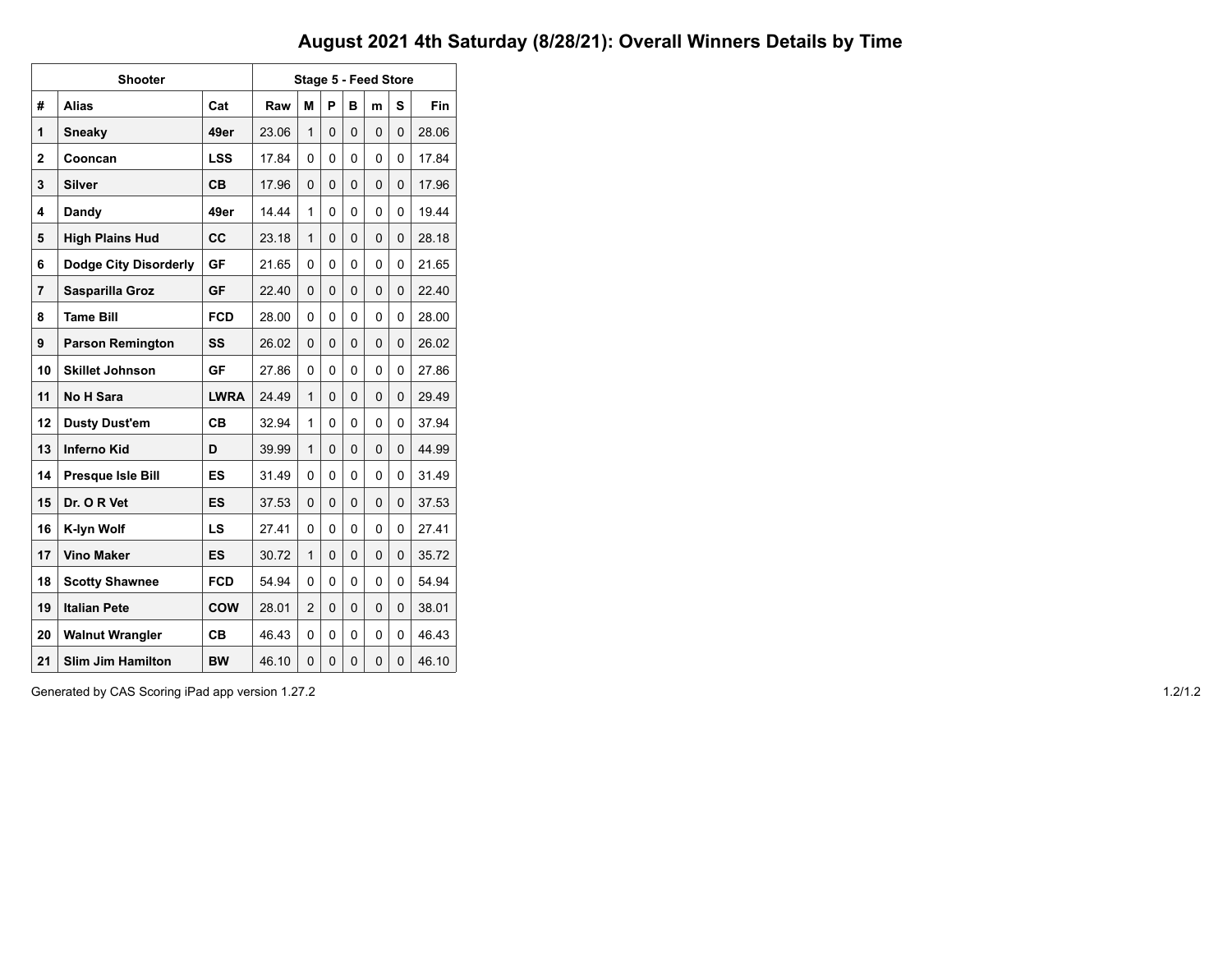# August 2021 4th Saturday (8/28/21): Overall Winners Details by Time

| Shooter | | | Stage 5 - Feed Store | | | | | | |
|---|---|---|---|---|---|---|---|---|---|
| # | Alias | Cat | Raw | M | P | B | m | S | Fin |
| 1 | **Sneaky** | **49er** | 23.06 | 1 | 0 | 0 | 0 | 0 | 28.06 |
| 2 | **Cooncan** | **LSS** | 17.84 | 0 | 0 | 0 | 0 | 0 | 17.84 |
| 3 | **Silver** | **CB** | 17.96 | 0 | 0 | 0 | 0 | 0 | 17.96 |
| 4 | **Dandy** | **49er** | 14.44 | 1 | 0 | 0 | 0 | 0 | 19.44 |
| 5 | **High Plains Hud** | **CC** | 23.18 | 1 | 0 | 0 | 0 | 0 | 28.18 |
| 6 | **Dodge City Disorderly** | **GF** | 21.65 | 0 | 0 | 0 | 0 | 0 | 21.65 |
| 7 | **Sasparilla Groz** | **GF** | 22.40 | 0 | 0 | 0 | 0 | 0 | 22.40 |
| 8 | **Tame Bill** | **FCD** | 28.00 | 0 | 0 | 0 | 0 | 0 | 28.00 |
| 9 | **Parson Remington** | **SS** | 26.02 | 0 | 0 | 0 | 0 | 0 | 26.02 |
| 10 | **Skillet Johnson** | **GF** | 27.86 | 0 | 0 | 0 | 0 | 0 | 27.86 |
| 11 | **No H Sara** | **LWRA** | 24.49 | 1 | 0 | 0 | 0 | 0 | 29.49 |
| 12 | **Dusty Dust'em** | **CB** | 32.94 | 1 | 0 | 0 | 0 | 0 | 37.94 |
| 13 | **Inferno Kid** | **D** | 39.99 | 1 | 0 | 0 | 0 | 0 | 44.99 |
| 14 | **Presque Isle Bill** | **ES** | 31.49 | 0 | 0 | 0 | 0 | 0 | 31.49 |
| 15 | **Dr. O R Vet** | **ES** | 37.53 | 0 | 0 | 0 | 0 | 0 | 37.53 |
| 16 | **K-lyn Wolf** | **LS** | 27.41 | 0 | 0 | 0 | 0 | 0 | 27.41 |
| 17 | **Vino Maker** | **ES** | 30.72 | 1 | 0 | 0 | 0 | 0 | 35.72 |
| 18 | **Scotty Shawnee** | **FCD** | 54.94 | 0 | 0 | 0 | 0 | 0 | 54.94 |
| 19 | **Italian Pete** | **COW** | 28.01 | 2 | 0 | 0 | 0 | 0 | 38.01 |
| 20 | **Walnut Wrangler** | **CB** | 46.43 | 0 | 0 | 0 | 0 | 0 | 46.43 |
| 21 | **Slim Jim Hamilton** | **BW** | 46.10 | 0 | 0 | 0 | 0 | 0 | 46.10 |

Generated by CAS Scoring iPad app version 1.27.2